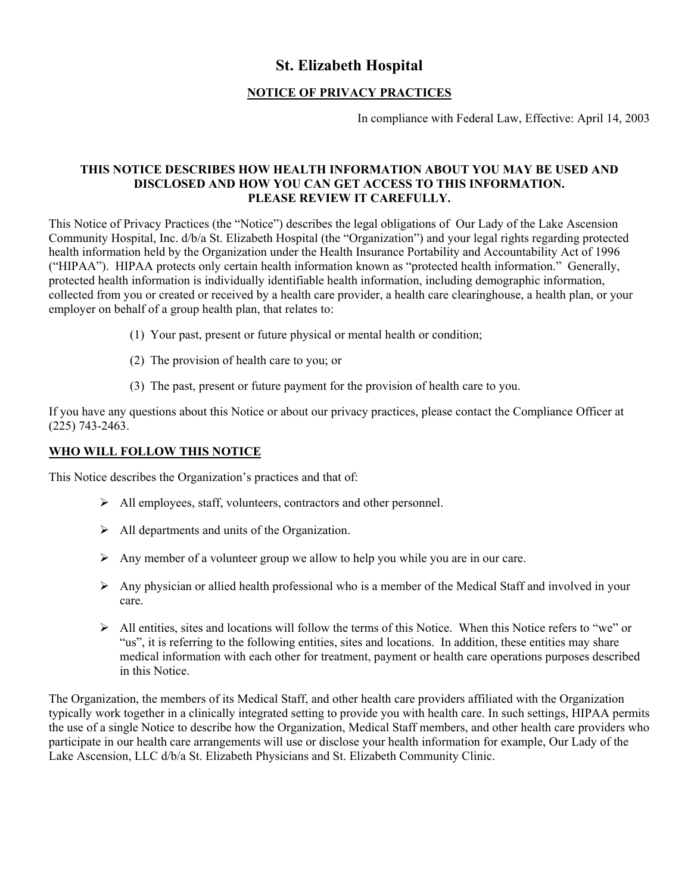# St. Elizabeth Hospital

## NOTICE OF PRIVACY PRACTICES

In compliance with Federal Law, Effective: April 14, 2003

**THIS NOTICE DESCRIBES HOW HEALTH INFORMATION ABOUT YOU MAY BE USED AND DISCLOSED AND HOW YOU CAN GET ACCESS TO THIS INFORMATION. PLEASE REVIEW IT CAREFULLY.**

This Notice of Privacy Practices (the "Notice") describes the legal obligations of Our Lady of the Lake Ascension Community Hospital, Inc. d/b/a St. Elizabeth Hospital (the "Organization") and your legal rights regarding protected health information held by the Organization under the Health Insurance Portability and Accountability Act of 1996 ("HIPAA"). HIPAA protects only certain health information known as "protected health information." Generally, protected health information is individually identifiable health information, including demographic information, collected from you or created or received by a health care provider, a health care clearinghouse, a health plan, or your employer on behalf of a group health plan, that relates to:

(1) Your past, present or future physical or mental health or condition;

(2) The provision of health care to you; or

(3) The past, present or future payment for the provision of health care to you.

If you have any questions about this Notice or about our privacy practices, please contact the Compliance Officer at (225) 743-2463.

## WHO WILL FOLLOW THIS NOTICE

This Notice describes the Organization's practices and that of:

- All employees, staff, volunteers, contractors and other personnel.
- All departments and units of the Organization.
- Any member of a volunteer group we allow to help you while you are in our care.
- Any physician or allied health professional who is a member of the Medical Staff and involved in your care.
- All entities, sites and locations will follow the terms of this Notice. When this Notice refers to "we" or "us", it is referring to the following entities, sites and locations. In addition, these entities may share medical information with each other for treatment, payment or health care operations purposes described in this Notice.

The Organization, the members of its Medical Staff, and other health care providers affiliated with the Organization typically work together in a clinically integrated setting to provide you with health care. In such settings, HIPAA permits the use of a single Notice to describe how the Organization, Medical Staff members, and other health care providers who participate in our health care arrangements will use or disclose your health information for example, Our Lady of the Lake Ascension, LLC d/b/a St. Elizabeth Physicians and St. Elizabeth Community Clinic.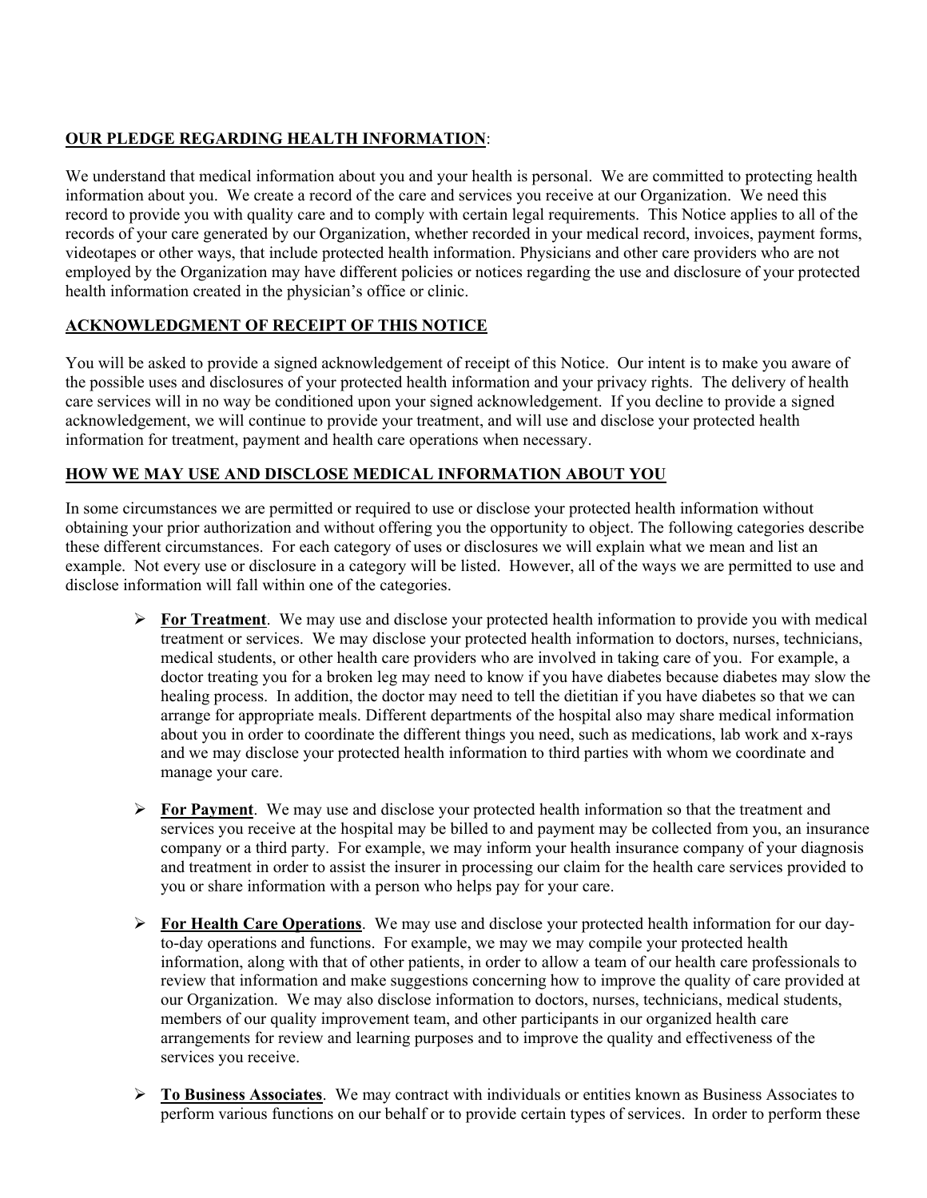**OUR PLEDGE REGARDING HEALTH INFORMATION**:

We understand that medical information about you and your health is personal. We are committed to protecting health information about you. We create a record of the care and services you receive at our Organization. We need this record to provide you with quality care and to comply with certain legal requirements. This Notice applies to all of the records of your care generated by our Organization, whether recorded in your medical record, invoices, payment forms, videotapes or other ways, that include protected health information. Physicians and other care providers who are not employed by the Organization may have different policies or notices regarding the use and disclosure of your protected health information created in the physician's office or clinic.

**ACKNOWLEDGMENT OF RECEIPT OF THIS NOTICE**

You will be asked to provide a signed acknowledgement of receipt of this Notice. Our intent is to make you aware of the possible uses and disclosures of your protected health information and your privacy rights. The delivery of health care services will in no way be conditioned upon your signed acknowledgement. If you decline to provide a signed acknowledgement, we will continue to provide your treatment, and will use and disclose your protected health information for treatment, payment and health care operations when necessary.

**HOW WE MAY USE AND DISCLOSE MEDICAL INFORMATION ABOUT YOU**

In some circumstances we are permitted or required to use or disclose your protected health information without obtaining your prior authorization and without offering you the opportunity to object. The following categories describe these different circumstances. For each category of uses or disclosures we will explain what we mean and list an example. Not every use or disclosure in a category will be listed. However, all of the ways we are permitted to use and disclose information will fall within one of the categories.

- **For Treatment**. We may use and disclose your protected health information to provide you with medical treatment or services. We may disclose your protected health information to doctors, nurses, technicians, medical students, or other health care providers who are involved in taking care of you. For example, a doctor treating you for a broken leg may need to know if you have diabetes because diabetes may slow the healing process. In addition, the doctor may need to tell the dietitian if you have diabetes so that we can arrange for appropriate meals. Different departments of the hospital also may share medical information about you in order to coordinate the different things you need, such as medications, lab work and x-rays and we may disclose your protected health information to third parties with whom we coordinate and manage your care.

- **For Payment**. We may use and disclose your protected health information so that the treatment and services you receive at the hospital may be billed to and payment may be collected from you, an insurance company or a third party. For example, we may inform your health insurance company of your diagnosis and treatment in order to assist the insurer in processing our claim for the health care services provided to you or share information with a person who helps pay for your care.

- **For Health Care Operations**. We may use and disclose your protected health information for our day-to-day operations and functions. For example, we may we may compile your protected health information, along with that of other patients, in order to allow a team of our health care professionals to review that information and make suggestions concerning how to improve the quality of care provided at our Organization. We may also disclose information to doctors, nurses, technicians, medical students, members of our quality improvement team, and other participants in our organized health care arrangements for review and learning purposes and to improve the quality and effectiveness of the services you receive.

- **To Business Associates**. We may contract with individuals or entities known as Business Associates to perform various functions on our behalf or to provide certain types of services. In order to perform these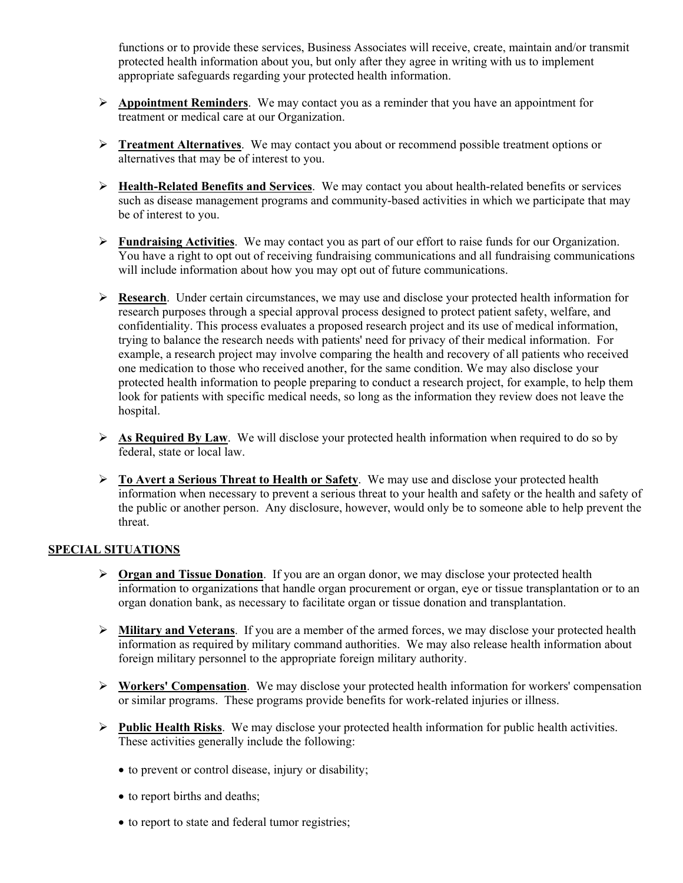functions or to provide these services, Business Associates will receive, create, maintain and/or transmit protected health information about you, but only after they agree in writing with us to implement appropriate safeguards regarding your protected health information.

- **Appointment Reminders**. We may contact you as a reminder that you have an appointment for treatment or medical care at our Organization.

- **Treatment Alternatives**. We may contact you about or recommend possible treatment options or alternatives that may be of interest to you.

- **Health-Related Benefits and Services**. We may contact you about health-related benefits or services such as disease management programs and community-based activities in which we participate that may be of interest to you.

- **Fundraising Activities**. We may contact you as part of our effort to raise funds for our Organization. You have a right to opt out of receiving fundraising communications and all fundraising communications will include information about how you may opt out of future communications.

- **Research**. Under certain circumstances, we may use and disclose your protected health information for research purposes through a special approval process designed to protect patient safety, welfare, and confidentiality. This process evaluates a proposed research project and its use of medical information, trying to balance the research needs with patients' need for privacy of their medical information. For example, a research project may involve comparing the health and recovery of all patients who received one medication to those who received another, for the same condition. We may also disclose your protected health information to people preparing to conduct a research project, for example, to help them look for patients with specific medical needs, so long as the information they review does not leave the hospital.

- **As Required By Law**. We will disclose your protected health information when required to do so by federal, state or local law.

- **To Avert a Serious Threat to Health or Safety**. We may use and disclose your protected health information when necessary to prevent a serious threat to your health and safety or the health and safety of the public or another person. Any disclosure, however, would only be to someone able to help prevent the threat.

## SPECIAL SITUATIONS

- **Organ and Tissue Donation**. If you are an organ donor, we may disclose your protected health information to organizations that handle organ procurement or organ, eye or tissue transplantation or to an organ donation bank, as necessary to facilitate organ or tissue donation and transplantation.

- **Military and Veterans**. If you are a member of the armed forces, we may disclose your protected health information as required by military command authorities. We may also release health information about foreign military personnel to the appropriate foreign military authority.

- **Workers' Compensation**. We may disclose your protected health information for workers' compensation or similar programs. These programs provide benefits for work-related injuries or illness.

- **Public Health Risks**. We may disclose your protected health information for public health activities. These activities generally include the following:

  - to prevent or control disease, injury or disability;
  - to report births and deaths;
  - to report to state and federal tumor registries;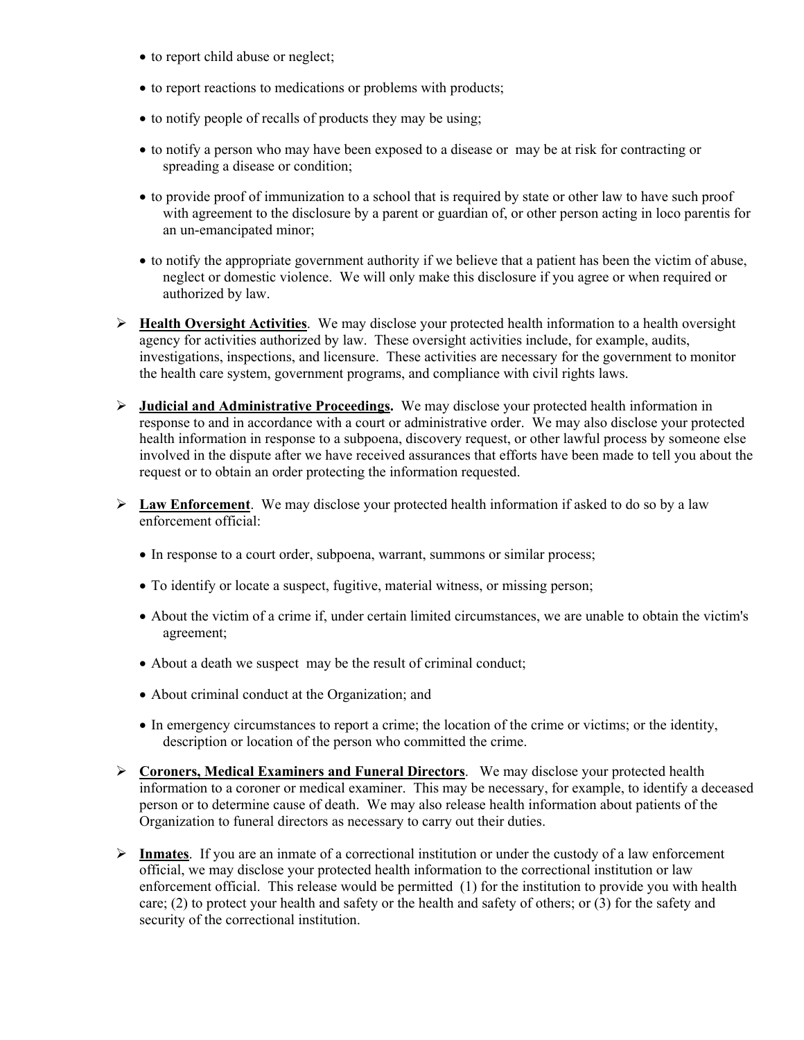- to report child abuse or neglect;
- to report reactions to medications or problems with products;
- to notify people of recalls of products they may be using;
- to notify a person who may have been exposed to a disease or may be at risk for contracting or spreading a disease or condition;
- to provide proof of immunization to a school that is required by state or other law to have such proof with agreement to the disclosure by a parent or guardian of, or other person acting in loco parentis for an un-emancipated minor;
- to notify the appropriate government authority if we believe that a patient has been the victim of abuse, neglect or domestic violence. We will only make this disclosure if you agree or when required or authorized by law.

➢ **Health Oversight Activities**. We may disclose your protected health information to a health oversight agency for activities authorized by law. These oversight activities include, for example, audits, investigations, inspections, and licensure. These activities are necessary for the government to monitor the health care system, government programs, and compliance with civil rights laws.

➢ **Judicial and Administrative Proceedings.** We may disclose your protected health information in response to and in accordance with a court or administrative order. We may also disclose your protected health information in response to a subpoena, discovery request, or other lawful process by someone else involved in the dispute after we have received assurances that efforts have been made to tell you about the request or to obtain an order protecting the information requested.

➢ **Law Enforcement**. We may disclose your protected health information if asked to do so by a law enforcement official:

- In response to a court order, subpoena, warrant, summons or similar process;
- To identify or locate a suspect, fugitive, material witness, or missing person;
- About the victim of a crime if, under certain limited circumstances, we are unable to obtain the victim's agreement;
- About a death we suspect may be the result of criminal conduct;
- About criminal conduct at the Organization; and
- In emergency circumstances to report a crime; the location of the crime or victims; or the identity, description or location of the person who committed the crime.

➢ **Coroners, Medical Examiners and Funeral Directors**. We may disclose your protected health information to a coroner or medical examiner. This may be necessary, for example, to identify a deceased person or to determine cause of death. We may also release health information about patients of the Organization to funeral directors as necessary to carry out their duties.

➢ **Inmates**. If you are an inmate of a correctional institution or under the custody of a law enforcement official, we may disclose your protected health information to the correctional institution or law enforcement official. This release would be permitted (1) for the institution to provide you with health care; (2) to protect your health and safety or the health and safety of others; or (3) for the safety and security of the correctional institution.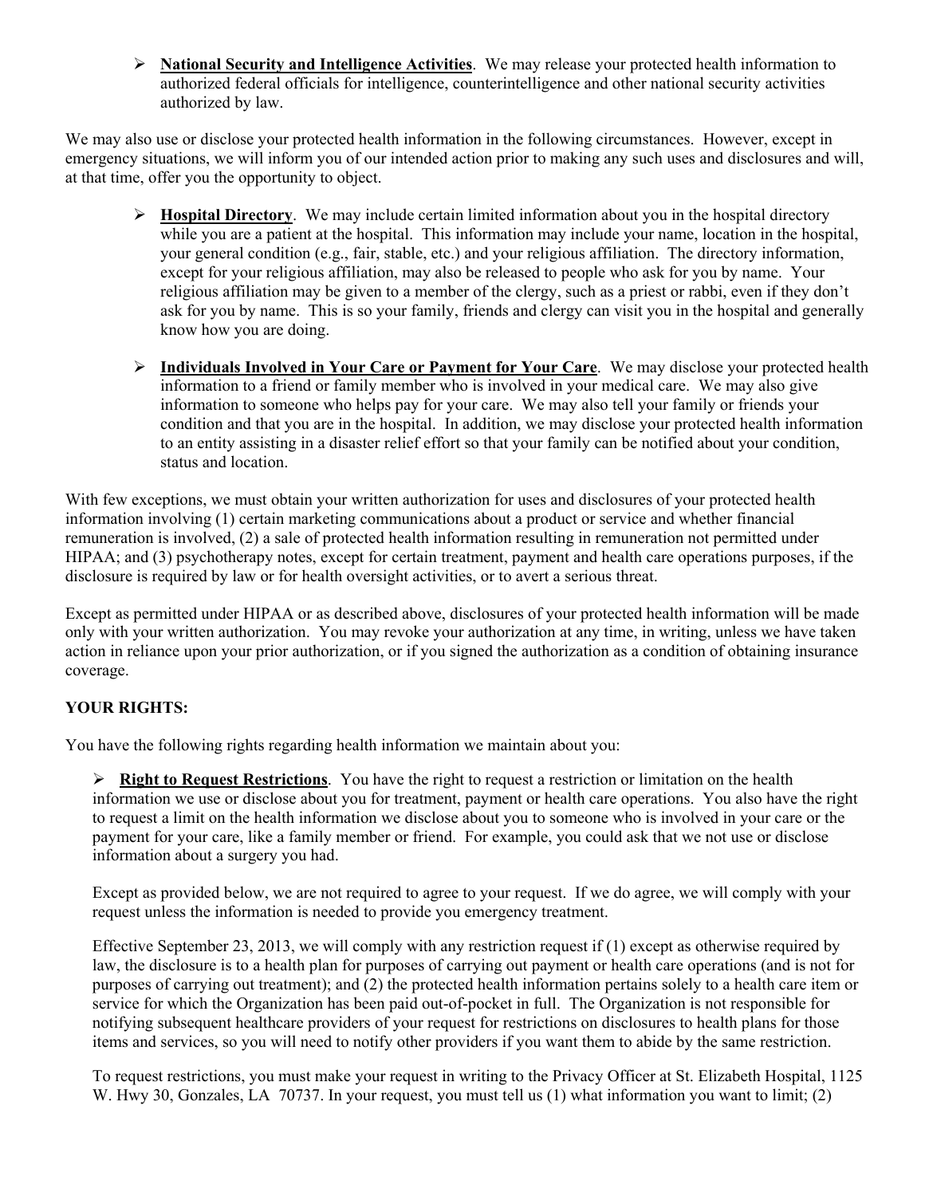- **National Security and Intelligence Activities**. We may release your protected health information to authorized federal officials for intelligence, counterintelligence and other national security activities authorized by law.

We may also use or disclose your protected health information in the following circumstances. However, except in emergency situations, we will inform you of our intended action prior to making any such uses and disclosures and will, at that time, offer you the opportunity to object.

- **Hospital Directory**. We may include certain limited information about you in the hospital directory while you are a patient at the hospital. This information may include your name, location in the hospital, your general condition (e.g., fair, stable, etc.) and your religious affiliation. The directory information, except for your religious affiliation, may also be released to people who ask for you by name. Your religious affiliation may be given to a member of the clergy, such as a priest or rabbi, even if they don't ask for you by name. This is so your family, friends and clergy can visit you in the hospital and generally know how you are doing.

- **Individuals Involved in Your Care or Payment for Your Care**. We may disclose your protected health information to a friend or family member who is involved in your medical care. We may also give information to someone who helps pay for your care. We may also tell your family or friends your condition and that you are in the hospital. In addition, we may disclose your protected health information to an entity assisting in a disaster relief effort so that your family can be notified about your condition, status and location.

With few exceptions, we must obtain your written authorization for uses and disclosures of your protected health information involving (1) certain marketing communications about a product or service and whether financial remuneration is involved, (2) a sale of protected health information resulting in remuneration not permitted under HIPAA; and (3) psychotherapy notes, except for certain treatment, payment and health care operations purposes, if the disclosure is required by law or for health oversight activities, or to avert a serious threat.

Except as permitted under HIPAA or as described above, disclosures of your protected health information will be made only with your written authorization. You may revoke your authorization at any time, in writing, unless we have taken action in reliance upon your prior authorization, or if you signed the authorization as a condition of obtaining insurance coverage.

**YOUR RIGHTS:**

You have the following rights regarding health information we maintain about you:

- **Right to Request Restrictions**. You have the right to request a restriction or limitation on the health information we use or disclose about you for treatment, payment or health care operations. You also have the right to request a limit on the health information we disclose about you to someone who is involved in your care or the payment for your care, like a family member or friend. For example, you could ask that we not use or disclose information about a surgery you had.

  Except as provided below, we are not required to agree to your request. If we do agree, we will comply with your request unless the information is needed to provide you emergency treatment.

  Effective September 23, 2013, we will comply with any restriction request if (1) except as otherwise required by law, the disclosure is to a health plan for purposes of carrying out payment or health care operations (and is not for purposes of carrying out treatment); and (2) the protected health information pertains solely to a health care item or service for which the Organization has been paid out-of-pocket in full. The Organization is not responsible for notifying subsequent healthcare providers of your request for restrictions on disclosures to health plans for those items and services, so you will need to notify other providers if you want them to abide by the same restriction.

  To request restrictions, you must make your request in writing to the Privacy Officer at St. Elizabeth Hospital, 1125 W. Hwy 30, Gonzales, LA 70737. In your request, you must tell us (1) what information you want to limit; (2)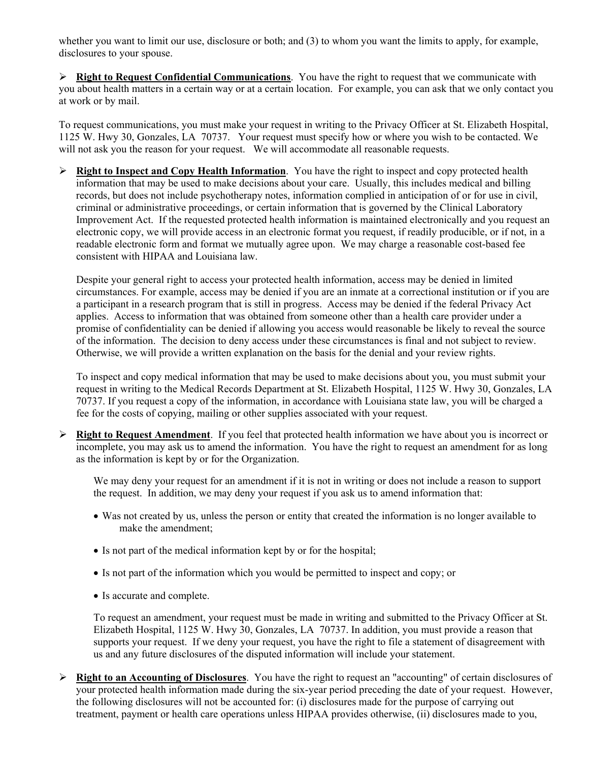whether you want to limit our use, disclosure or both; and (3) to whom you want the limits to apply, for example, disclosures to your spouse.

- **Right to Request Confidential Communications**. You have the right to request that we communicate with you about health matters in a certain way or at a certain location. For example, you can ask that we only contact you at work or by mail.

To request communications, you must make your request in writing to the Privacy Officer at St. Elizabeth Hospital, 1125 W. Hwy 30, Gonzales, LA 70737. Your request must specify how or where you wish to be contacted. We will not ask you the reason for your request. We will accommodate all reasonable requests.

- **Right to Inspect and Copy Health Information**. You have the right to inspect and copy protected health information that may be used to make decisions about your care. Usually, this includes medical and billing records, but does not include psychotherapy notes, information complied in anticipation of or for use in civil, criminal or administrative proceedings, or certain information that is governed by the Clinical Laboratory Improvement Act. If the requested protected health information is maintained electronically and you request an electronic copy, we will provide access in an electronic format you request, if readily producible, or if not, in a readable electronic form and format we mutually agree upon. We may charge a reasonable cost-based fee consistent with HIPAA and Louisiana law.

  Despite your general right to access your protected health information, access may be denied in limited circumstances. For example, access may be denied if you are an inmate at a correctional institution or if you are a participant in a research program that is still in progress. Access may be denied if the federal Privacy Act applies. Access to information that was obtained from someone other than a health care provider under a promise of confidentiality can be denied if allowing you access would reasonable be likely to reveal the source of the information. The decision to deny access under these circumstances is final and not subject to review. Otherwise, we will provide a written explanation on the basis for the denial and your review rights.

  To inspect and copy medical information that may be used to make decisions about you, you must submit your request in writing to the Medical Records Department at St. Elizabeth Hospital, 1125 W. Hwy 30, Gonzales, LA 70737. If you request a copy of the information, in accordance with Louisiana state law, you will be charged a fee for the costs of copying, mailing or other supplies associated with your request.

- **Right to Request Amendment**. If you feel that protected health information we have about you is incorrect or incomplete, you may ask us to amend the information. You have the right to request an amendment for as long as the information is kept by or for the Organization.

  We may deny your request for an amendment if it is not in writing or does not include a reason to support the request. In addition, we may deny your request if you ask us to amend information that:

  - Was not created by us, unless the person or entity that created the information is no longer available to make the amendment;
  - Is not part of the medical information kept by or for the hospital;
  - Is not part of the information which you would be permitted to inspect and copy; or
  - Is accurate and complete.

  To request an amendment, your request must be made in writing and submitted to the Privacy Officer at St. Elizabeth Hospital, 1125 W. Hwy 30, Gonzales, LA 70737. In addition, you must provide a reason that supports your request. If we deny your request, you have the right to file a statement of disagreement with us and any future disclosures of the disputed information will include your statement.

- **Right to an Accounting of Disclosures**. You have the right to request an "accounting" of certain disclosures of your protected health information made during the six-year period preceding the date of your request. However, the following disclosures will not be accounted for: (i) disclosures made for the purpose of carrying out treatment, payment or health care operations unless HIPAA provides otherwise, (ii) disclosures made to you,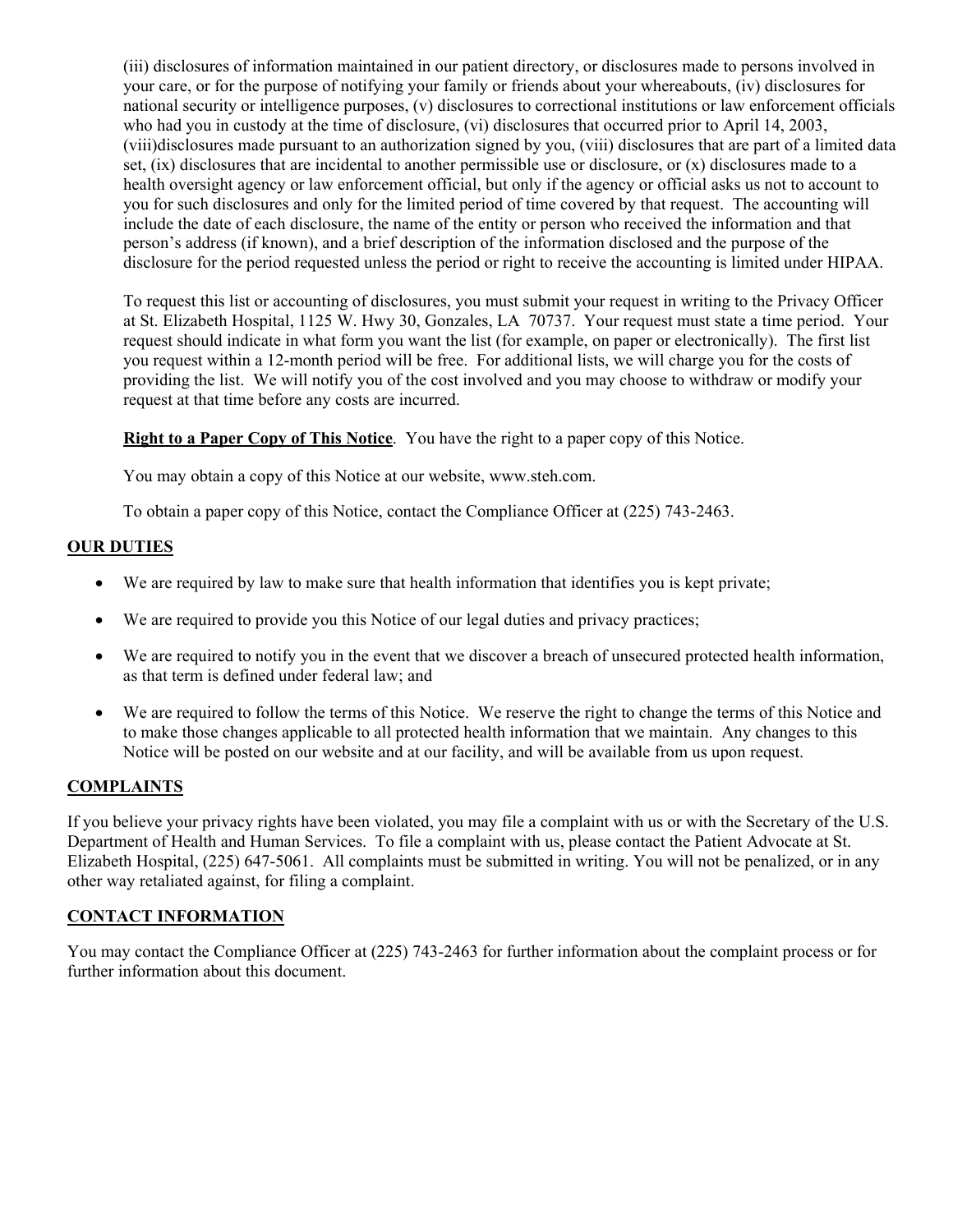(iii) disclosures of information maintained in our patient directory, or disclosures made to persons involved in your care, or for the purpose of notifying your family or friends about your whereabouts, (iv) disclosures for national security or intelligence purposes, (v) disclosures to correctional institutions or law enforcement officials who had you in custody at the time of disclosure, (vi) disclosures that occurred prior to April 14, 2003, (viii)disclosures made pursuant to an authorization signed by you, (viii) disclosures that are part of a limited data set, (ix) disclosures that are incidental to another permissible use or disclosure, or (x) disclosures made to a health oversight agency or law enforcement official, but only if the agency or official asks us not to account to you for such disclosures and only for the limited period of time covered by that request. The accounting will include the date of each disclosure, the name of the entity or person who received the information and that person's address (if known), and a brief description of the information disclosed and the purpose of the disclosure for the period requested unless the period or right to receive the accounting is limited under HIPAA.

To request this list or accounting of disclosures, you must submit your request in writing to the Privacy Officer at St. Elizabeth Hospital, 1125 W. Hwy 30, Gonzales, LA 70737. Your request must state a time period. Your request should indicate in what form you want the list (for example, on paper or electronically). The first list you request within a 12-month period will be free. For additional lists, we will charge you for the costs of providing the list. We will notify you of the cost involved and you may choose to withdraw or modify your request at that time before any costs are incurred.

**Right to a Paper Copy of This Notice**. You have the right to a paper copy of this Notice.

You may obtain a copy of this Notice at our website, www.steh.com.

To obtain a paper copy of this Notice, contact the Compliance Officer at (225) 743-2463.

## OUR DUTIES

- We are required by law to make sure that health information that identifies you is kept private;
- We are required to provide you this Notice of our legal duties and privacy practices;
- We are required to notify you in the event that we discover a breach of unsecured protected health information, as that term is defined under federal law; and
- We are required to follow the terms of this Notice. We reserve the right to change the terms of this Notice and to make those changes applicable to all protected health information that we maintain. Any changes to this Notice will be posted on our website and at our facility, and will be available from us upon request.

## COMPLAINTS

If you believe your privacy rights have been violated, you may file a complaint with us or with the Secretary of the U.S. Department of Health and Human Services. To file a complaint with us, please contact the Patient Advocate at St. Elizabeth Hospital, (225) 647-5061. All complaints must be submitted in writing. You will not be penalized, or in any other way retaliated against, for filing a complaint.

## CONTACT INFORMATION

You may contact the Compliance Officer at (225) 743-2463 for further information about the complaint process or for further information about this document.